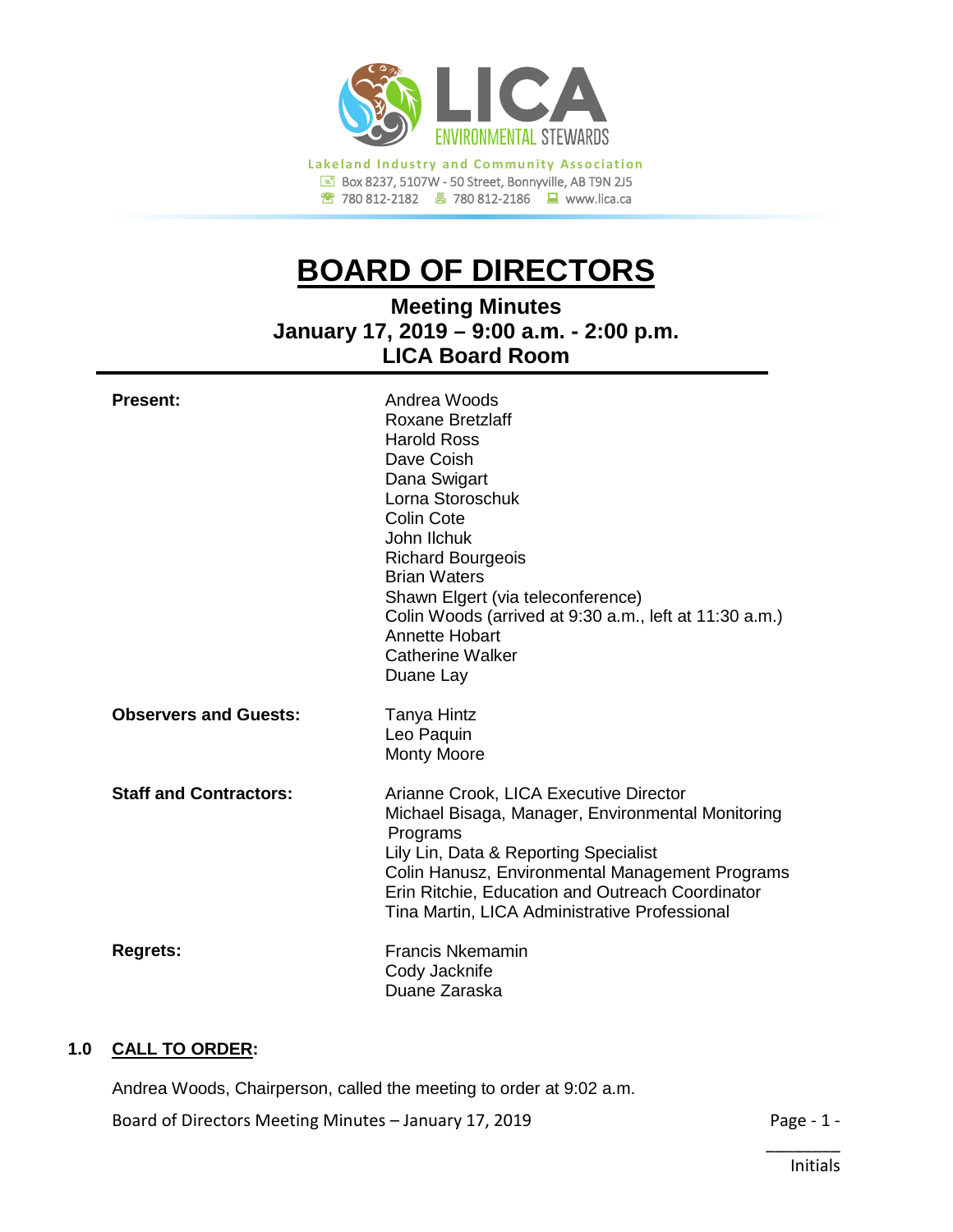Lakeland Industry and Community Association
Box 8237, 5107W - 50 Street, Bonnyville, AB T9N 2J5
780 812-2182 | 780 812-2186 | www.lica.ca

# BOARD OF DIRECTORS

## Meeting Minutes
## January 17, 2019 – 9:00 a.m. - 2:00 p.m.
## LICA Board Room

**Present:**

Andrea Woods
Roxane Bretzlaff
Harold Ross
Dave Coish
Dana Swigart
Lorna Storoschuk
Colin Cote
John Ilchuk
Richard Bourgeois
Brian Waters
Shawn Elgert (via teleconference)
Colin Woods (arrived at 9:30 a.m., left at 11:30 a.m.)
Annette Hobart
Catherine Walker
Duane Lay

**Observers and Guests:**

Tanya Hintz
Leo Paquin
Monty Moore

**Staff and Contractors:**

Arianne Crook, LICA Executive Director
Michael Bisaga, Manager, Environmental Monitoring Programs
Lily Lin, Data & Reporting Specialist
Colin Hanusz, Environmental Management Programs
Erin Ritchie, Education and Outreach Coordinator
Tina Martin, LICA Administrative Professional

**Regrets:**

Francis Nkemamin
Cody Jacknife
Duane Zaraska

### 1.0 CALL TO ORDER:

Andrea Woods, Chairperson, called the meeting to order at 9:02 a.m.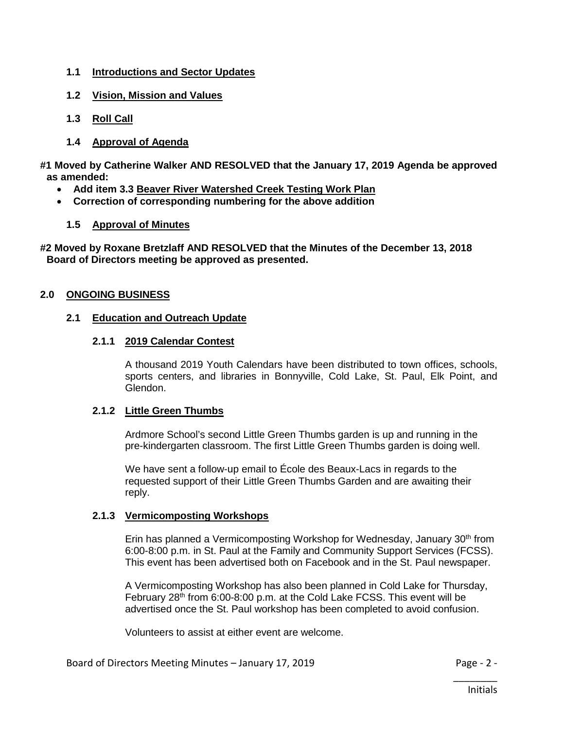### 1.1 Introductions and Sector Updates

### 1.2 Vision, Mission and Values

### 1.3 Roll Call

### 1.4 Approval of Agenda

**#1 Moved by Catherine Walker AND RESOLVED that the January 17, 2019 Agenda be approved as amended:**

- **Add item 3.3 Beaver River Watershed Creek Testing Work Plan**
- **Correction of corresponding numbering for the above addition**

### 1.5 Approval of Minutes

**#2 Moved by Roxane Bretzlaff AND RESOLVED that the Minutes of the December 13, 2018 Board of Directors meeting be approved as presented.**

## 2.0 ONGOING BUSINESS

### 2.1 Education and Outreach Update

#### 2.1.1 2019 Calendar Contest

A thousand 2019 Youth Calendars have been distributed to town offices, schools, sports centers, and libraries in Bonnyville, Cold Lake, St. Paul, Elk Point, and Glendon.

#### 2.1.2 Little Green Thumbs

Ardmore School's second Little Green Thumbs garden is up and running in the pre-kindergarten classroom. The first Little Green Thumbs garden is doing well.

We have sent a follow-up email to École des Beaux-Lacs in regards to the requested support of their Little Green Thumbs Garden and are awaiting their reply.

#### 2.1.3 Vermicomposting Workshops

Erin has planned a Vermicomposting Workshop for Wednesday, January 30th from 6:00-8:00 p.m. in St. Paul at the Family and Community Support Services (FCSS). This event has been advertised both on Facebook and in the St. Paul newspaper.

A Vermicomposting Workshop has also been planned in Cold Lake for Thursday, February 28th from 6:00-8:00 p.m. at the Cold Lake FCSS. This event will be advertised once the St. Paul workshop has been completed to avoid confusion.

Volunteers to assist at either event are welcome.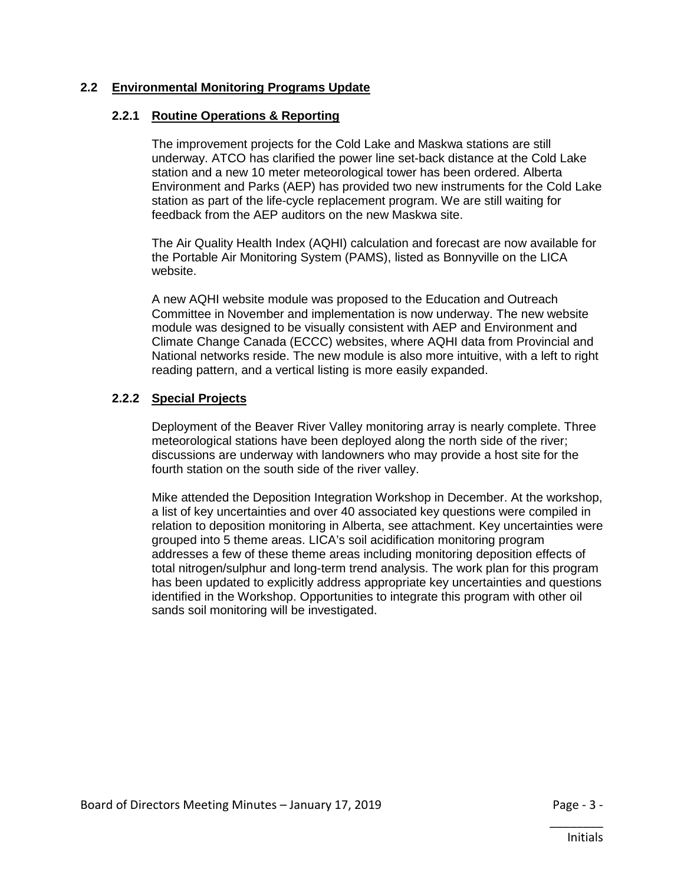## 2.2 Environmental Monitoring Programs Update

### 2.2.1 Routine Operations & Reporting

The improvement projects for the Cold Lake and Maskwa stations are still underway. ATCO has clarified the power line set-back distance at the Cold Lake station and a new 10 meter meteorological tower has been ordered. Alberta Environment and Parks (AEP) has provided two new instruments for the Cold Lake station as part of the life-cycle replacement program. We are still waiting for feedback from the AEP auditors on the new Maskwa site.

The Air Quality Health Index (AQHI) calculation and forecast are now available for the Portable Air Monitoring System (PAMS), listed as Bonnyville on the LICA website.

A new AQHI website module was proposed to the Education and Outreach Committee in November and implementation is now underway. The new website module was designed to be visually consistent with AEP and Environment and Climate Change Canada (ECCC) websites, where AQHI data from Provincial and National networks reside. The new module is also more intuitive, with a left to right reading pattern, and a vertical listing is more easily expanded.

### 2.2.2 Special Projects

Deployment of the Beaver River Valley monitoring array is nearly complete. Three meteorological stations have been deployed along the north side of the river; discussions are underway with landowners who may provide a host site for the fourth station on the south side of the river valley.

Mike attended the Deposition Integration Workshop in December. At the workshop, a list of key uncertainties and over 40 associated key questions were compiled in relation to deposition monitoring in Alberta, see attachment. Key uncertainties were grouped into 5 theme areas. LICA's soil acidification monitoring program addresses a few of these theme areas including monitoring deposition effects of total nitrogen/sulphur and long-term trend analysis. The work plan for this program has been updated to explicitly address appropriate key uncertainties and questions identified in the Workshop. Opportunities to integrate this program with other oil sands soil monitoring will be investigated.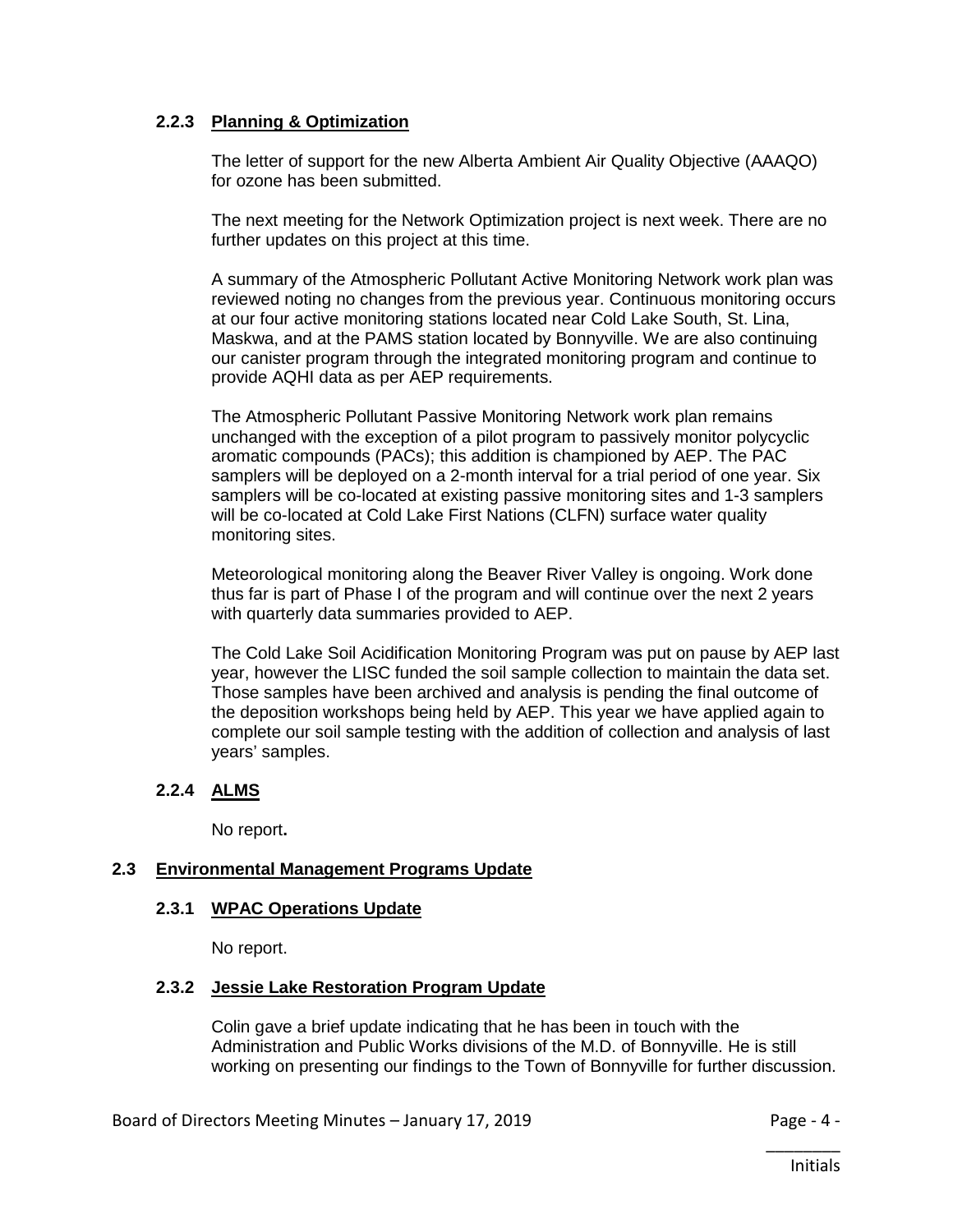#### 2.2.3 Planning & Optimization

The letter of support for the new Alberta Ambient Air Quality Objective (AAAQO) for ozone has been submitted.

The next meeting for the Network Optimization project is next week. There are no further updates on this project at this time.

A summary of the Atmospheric Pollutant Active Monitoring Network work plan was reviewed noting no changes from the previous year. Continuous monitoring occurs at our four active monitoring stations located near Cold Lake South, St. Lina, Maskwa, and at the PAMS station located by Bonnyville. We are also continuing our canister program through the integrated monitoring program and continue to provide AQHI data as per AEP requirements.

The Atmospheric Pollutant Passive Monitoring Network work plan remains unchanged with the exception of a pilot program to passively monitor polycyclic aromatic compounds (PACs); this addition is championed by AEP. The PAC samplers will be deployed on a 2-month interval for a trial period of one year. Six samplers will be co-located at existing passive monitoring sites and 1-3 samplers will be co-located at Cold Lake First Nations (CLFN) surface water quality monitoring sites.

Meteorological monitoring along the Beaver River Valley is ongoing. Work done thus far is part of Phase I of the program and will continue over the next 2 years with quarterly data summaries provided to AEP.

The Cold Lake Soil Acidification Monitoring Program was put on pause by AEP last year, however the LISC funded the soil sample collection to maintain the data set. Those samples have been archived and analysis is pending the final outcome of the deposition workshops being held by AEP. This year we have applied again to complete our soil sample testing with the addition of collection and analysis of last years' samples.

#### 2.2.4 ALMS

No report**.**

### 2.3 Environmental Management Programs Update

#### 2.3.1 WPAC Operations Update

No report.

#### 2.3.2 Jessie Lake Restoration Program Update

Colin gave a brief update indicating that he has been in touch with the Administration and Public Works divisions of the M.D. of Bonnyville. He is still working on presenting our findings to the Town of Bonnyville for further discussion.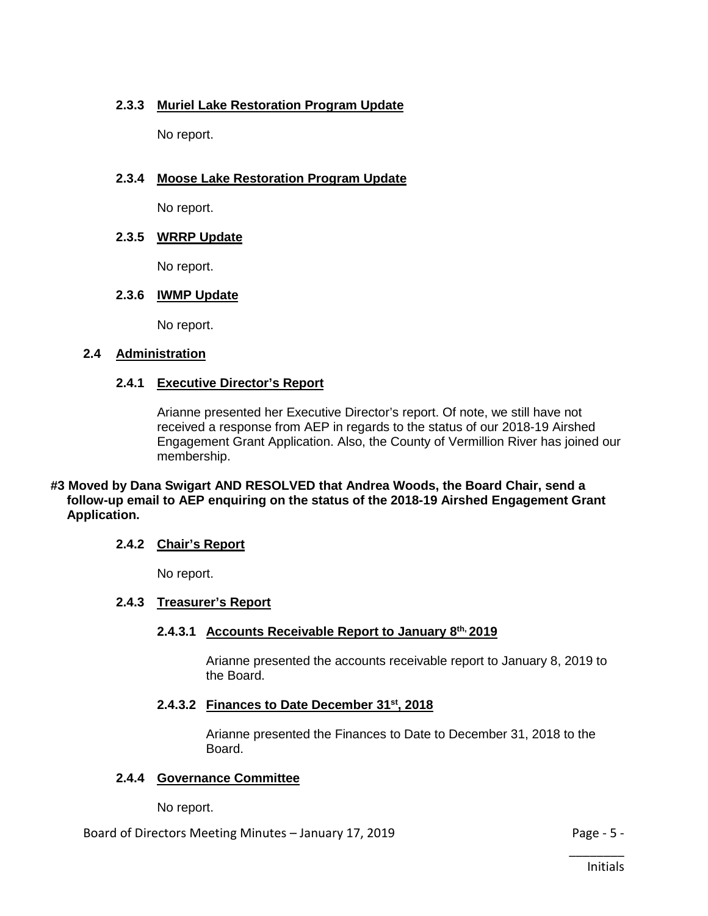#### 2.3.3 Muriel Lake Restoration Program Update

No report.

#### 2.3.4 Moose Lake Restoration Program Update

No report.

#### 2.3.5 WRRP Update

No report.

#### 2.3.6 IWMP Update

No report.

### 2.4 Administration

#### 2.4.1 Executive Director's Report

Arianne presented her Executive Director's report. Of note, we still have not received a response from AEP in regards to the status of our 2018-19 Airshed Engagement Grant Application. Also, the County of Vermillion River has joined our membership.

**#3 Moved by Dana Swigart AND RESOLVED that Andrea Woods, the Board Chair, send a follow-up email to AEP enquiring on the status of the 2018-19 Airshed Engagement Grant Application.**

#### 2.4.2 Chair's Report

No report.

#### 2.4.3 Treasurer's Report

##### 2.4.3.1 Accounts Receivable Report to January 8th, 2019

Arianne presented the accounts receivable report to January 8, 2019 to the Board.

##### 2.4.3.2 Finances to Date December 31st, 2018

Arianne presented the Finances to Date to December 31, 2018 to the Board.

#### 2.4.4 Governance Committee

No report.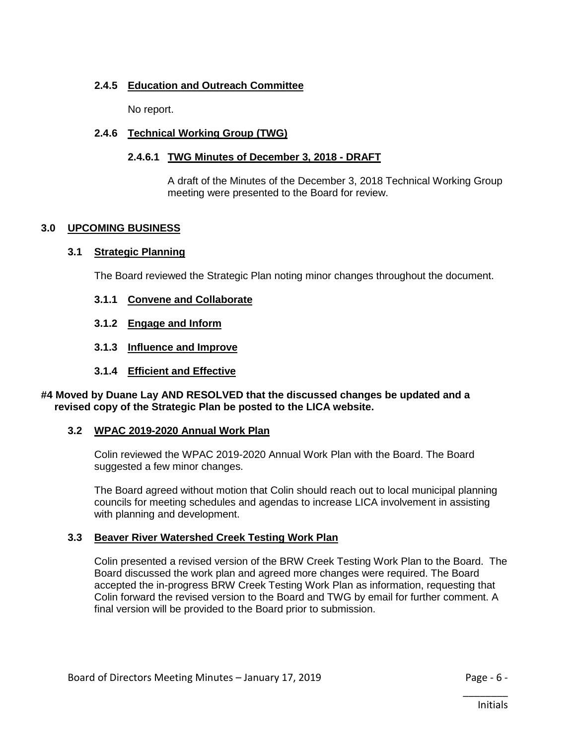### 2.4.5 Education and Outreach Committee

No report.

### 2.4.6 Technical Working Group (TWG)

#### 2.4.6.1 TWG Minutes of December 3, 2018 - DRAFT

A draft of the Minutes of the December 3, 2018 Technical Working Group meeting were presented to the Board for review.

## 3.0 UPCOMING BUSINESS

### 3.1 Strategic Planning

The Board reviewed the Strategic Plan noting minor changes throughout the document.

#### 3.1.1 Convene and Collaborate

#### 3.1.2 Engage and Inform

#### 3.1.3 Influence and Improve

#### 3.1.4 Efficient and Effective

**#4 Moved by Duane Lay AND RESOLVED that the discussed changes be updated and a revised copy of the Strategic Plan be posted to the LICA website.**

### 3.2 WPAC 2019-2020 Annual Work Plan

Colin reviewed the WPAC 2019-2020 Annual Work Plan with the Board. The Board suggested a few minor changes.

The Board agreed without motion that Colin should reach out to local municipal planning councils for meeting schedules and agendas to increase LICA involvement in assisting with planning and development.

### 3.3 Beaver River Watershed Creek Testing Work Plan

Colin presented a revised version of the BRW Creek Testing Work Plan to the Board. The Board discussed the work plan and agreed more changes were required. The Board accepted the in-progress BRW Creek Testing Work Plan as information, requesting that Colin forward the revised version to the Board and TWG by email for further comment. A final version will be provided to the Board prior to submission.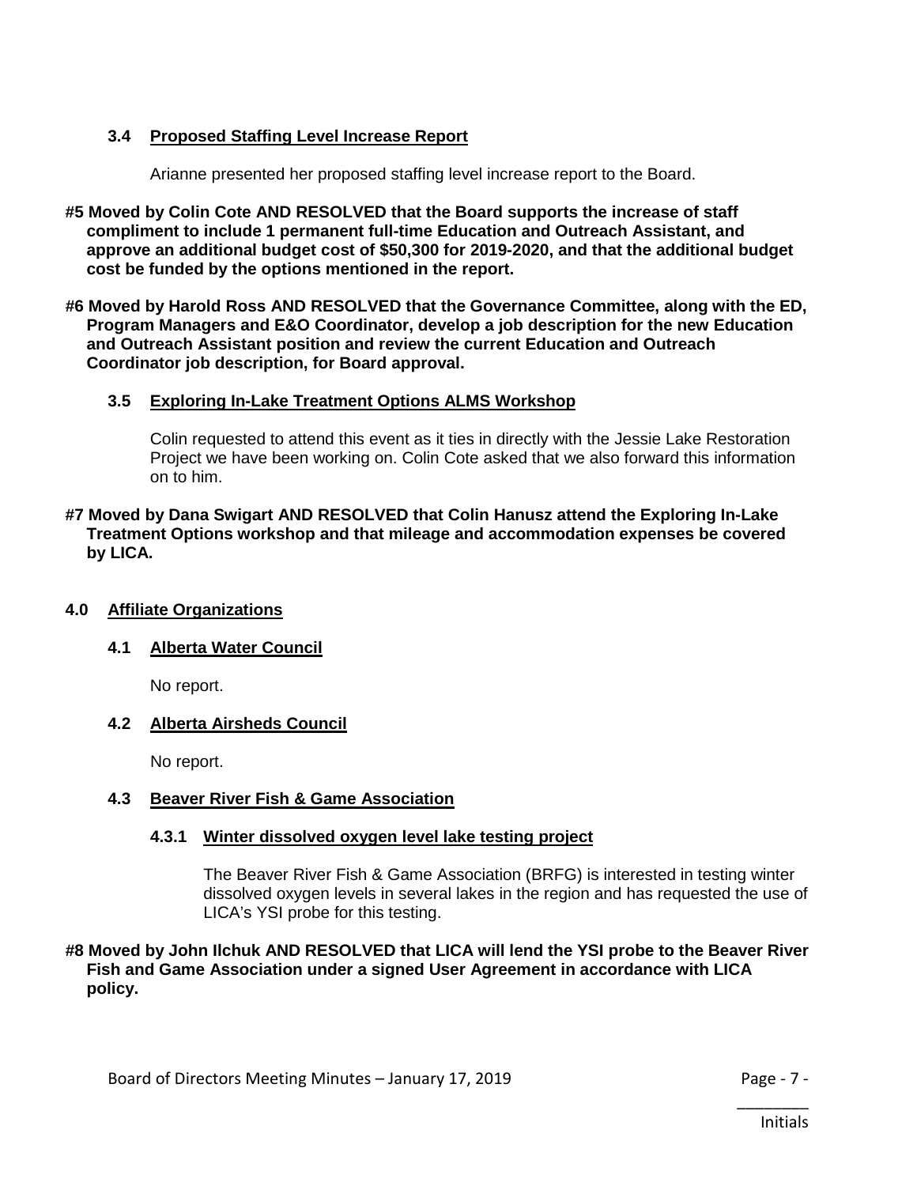### 3.4 Proposed Staffing Level Increase Report

Arianne presented her proposed staffing level increase report to the Board.

**#5 Moved by Colin Cote AND RESOLVED that the Board supports the increase of staff compliment to include 1 permanent full-time Education and Outreach Assistant, and approve an additional budget cost of $50,300 for 2019-2020, and that the additional budget cost be funded by the options mentioned in the report.**

**#6 Moved by Harold Ross AND RESOLVED that the Governance Committee, along with the ED, Program Managers and E&O Coordinator, develop a job description for the new Education and Outreach Assistant position and review the current Education and Outreach Coordinator job description, for Board approval.**

### 3.5 Exploring In-Lake Treatment Options ALMS Workshop

Colin requested to attend this event as it ties in directly with the Jessie Lake Restoration Project we have been working on. Colin Cote asked that we also forward this information on to him.

**#7 Moved by Dana Swigart AND RESOLVED that Colin Hanusz attend the Exploring In-Lake Treatment Options workshop and that mileage and accommodation expenses be covered by LICA.**

## 4.0 Affiliate Organizations

### 4.1 Alberta Water Council

No report.

### 4.2 Alberta Airsheds Council

No report.

### 4.3 Beaver River Fish & Game Association

#### 4.3.1 Winter dissolved oxygen level lake testing project

The Beaver River Fish & Game Association (BRFG) is interested in testing winter dissolved oxygen levels in several lakes in the region and has requested the use of LICA's YSI probe for this testing.

**#8 Moved by John Ilchuk AND RESOLVED that LICA will lend the YSI probe to the Beaver River Fish and Game Association under a signed User Agreement in accordance with LICA policy.**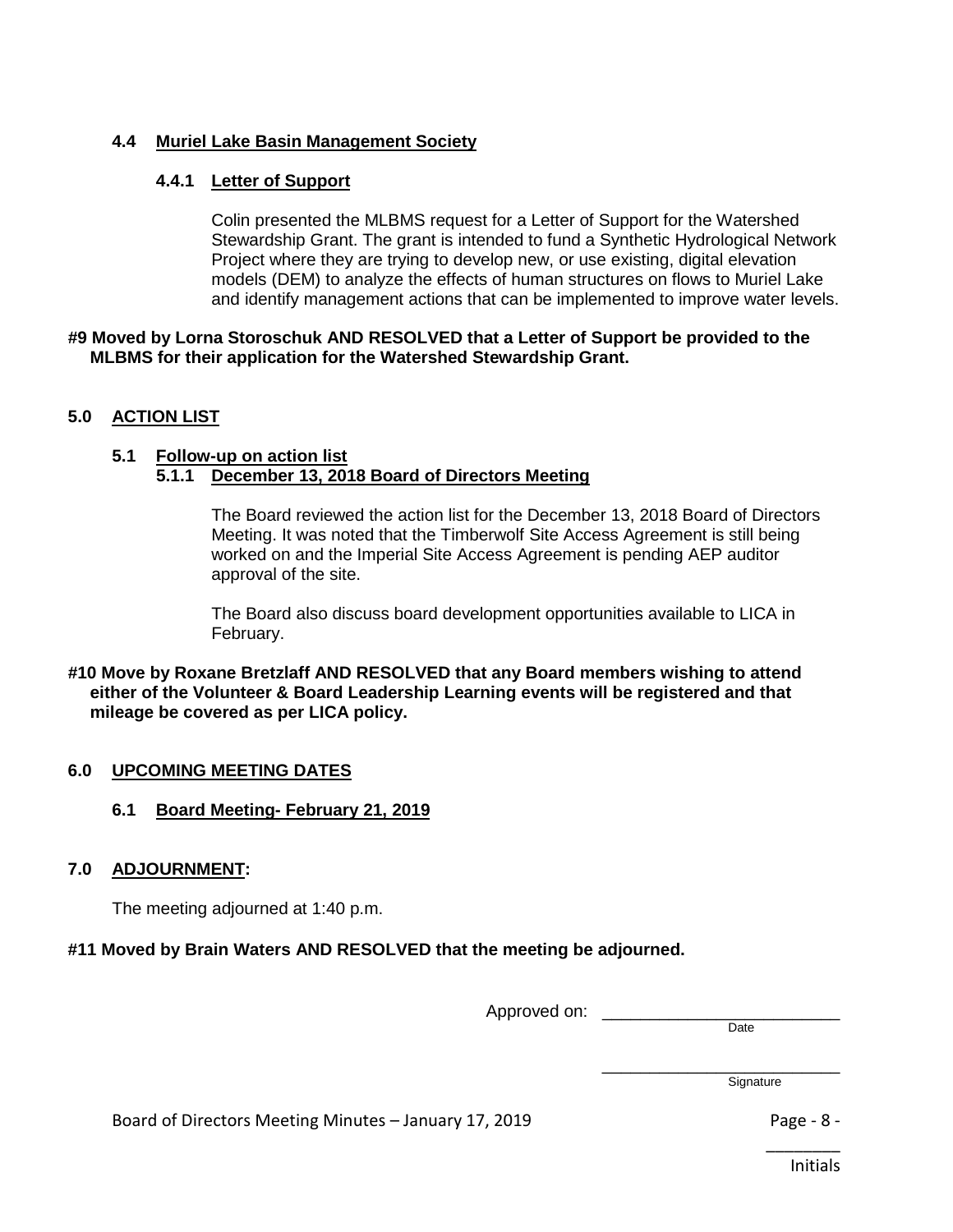### 4.4 Muriel Lake Basin Management Society

#### 4.4.1 Letter of Support

Colin presented the MLBMS request for a Letter of Support for the Watershed Stewardship Grant. The grant is intended to fund a Synthetic Hydrological Network Project where they are trying to develop new, or use existing, digital elevation models (DEM) to analyze the effects of human structures on flows to Muriel Lake and identify management actions that can be implemented to improve water levels.

**#9 Moved by Lorna Storoschuk AND RESOLVED that a Letter of Support be provided to the MLBMS for their application for the Watershed Stewardship Grant.**

## 5.0 ACTION LIST

### 5.1 Follow-up on action list

#### 5.1.1 December 13, 2018 Board of Directors Meeting

The Board reviewed the action list for the December 13, 2018 Board of Directors Meeting. It was noted that the Timberwolf Site Access Agreement is still being worked on and the Imperial Site Access Agreement is pending AEP auditor approval of the site.

The Board also discuss board development opportunities available to LICA in February.

**#10 Move by Roxane Bretzlaff AND RESOLVED that any Board members wishing to attend either of the Volunteer & Board Leadership Learning events will be registered and that mileage be covered as per LICA policy.**

## 6.0 UPCOMING MEETING DATES

### 6.1 Board Meeting- February 21, 2019

## 7.0 ADJOURNMENT:

The meeting adjourned at 1:40 p.m.

**#11 Moved by Brain Waters AND RESOLVED that the meeting be adjourned.**

Approved on: \_\_\_\_\_\_\_\_\_\_\_\_\_\_\_\_\_\_\_\_\_\_\_\_\_
Date

\_\_\_\_\_\_\_\_\_\_\_\_\_\_\_\_\_\_\_\_\_\_\_\_\_
Signature

\_\_\_\_\_\_\_\_
Initials